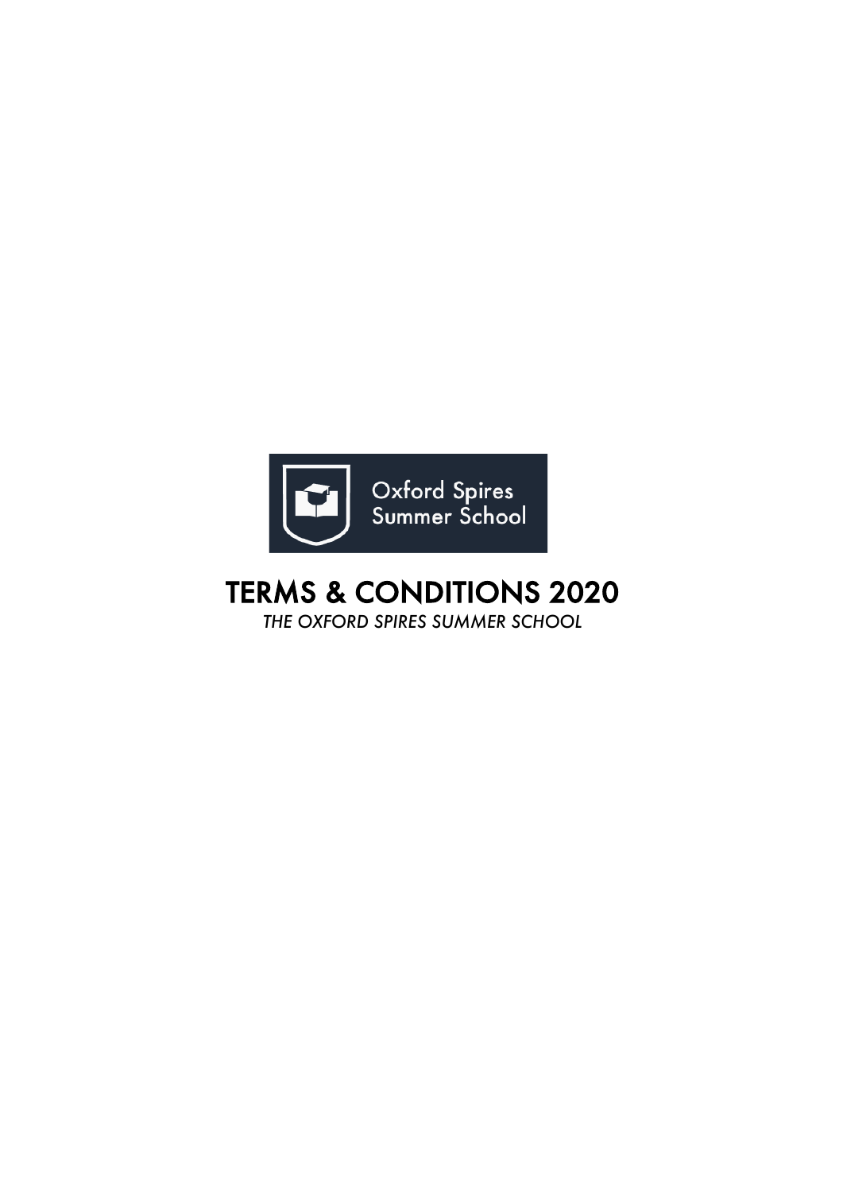Oxford Spires Summer School

# TERMS & CONDITIONS 2020

*THE OXFORD SPIRES SUMMER SCHOOL*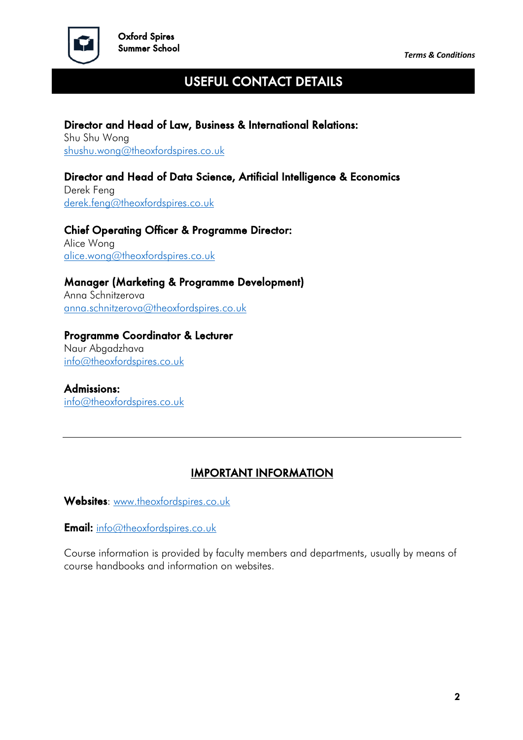## USEFUL CONTACT DETAILS

**Director and Head of Law, Business & International Relations:**
Shu Shu Wong
shushu.wong@theoxfordspires.co.uk

**Director and Head of Data Science, Artificial Intelligence & Economics**
Derek Feng
derek.feng@theoxfordspires.co.uk

**Chief Operating Officer & Programme Director:**
Alice Wong
alice.wong@theoxfordspires.co.uk

**Manager (Marketing & Programme Development)**
Anna Schnitzerova
anna.schnitzerova@theoxfordspires.co.uk

**Programme Coordinator & Lecturer**
Naur Abgadzhava
info@theoxfordspires.co.uk

**Admissions:**
info@theoxfordspires.co.uk

---

## IMPORTANT INFORMATION

**Websites**: www.theoxfordspires.co.uk

**Email:** info@theoxfordspires.co.uk

Course information is provided by faculty members and departments, usually by means of course handbooks and information on websites.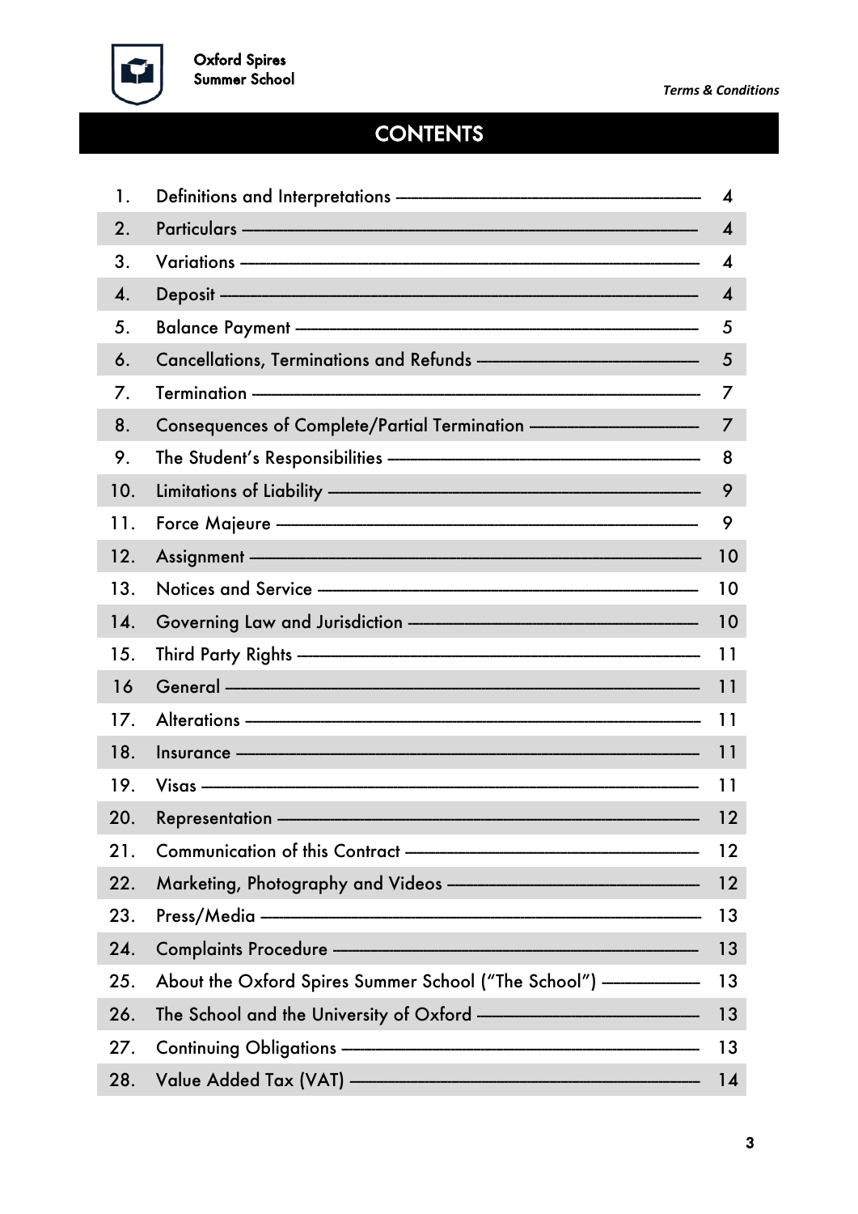## CONTENTS

| | | |
|---|---|---|
| 1. | Definitions and Interpretations | 4 |
| 2. | Particulars | 4 |
| 3. | Variations | 4 |
| 4. | Deposit | 4 |
| 5. | Balance Payment | 5 |
| 6. | Cancellations, Terminations and Refunds | 5 |
| 7. | Termination | 7 |
| 8. | Consequences of Complete/Partial Termination | 7 |
| 9. | The Student's Responsibilities | 8 |
| 10. | Limitations of Liability | 9 |
| 11. | Force Majeure | 9 |
| 12. | Assignment | 10 |
| 13. | Notices and Service | 10 |
| 14. | Governing Law and Jurisdiction | 10 |
| 15. | Third Party Rights | 11 |
| 16 | General | 11 |
| 17. | Alterations | 11 |
| 18. | Insurance | 11 |
| 19. | Visas | 11 |
| 20. | Representation | 12 |
| 21. | Communication of this Contract | 12 |
| 22. | Marketing, Photography and Videos | 12 |
| 23. | Press/Media | 13 |
| 24. | Complaints Procedure | 13 |
| 25. | About the Oxford Spires Summer School ("The School") | 13 |
| 26. | The School and the University of Oxford | 13 |
| 27. | Continuing Obligations | 13 |
| 28. | Value Added Tax (VAT) | 14 |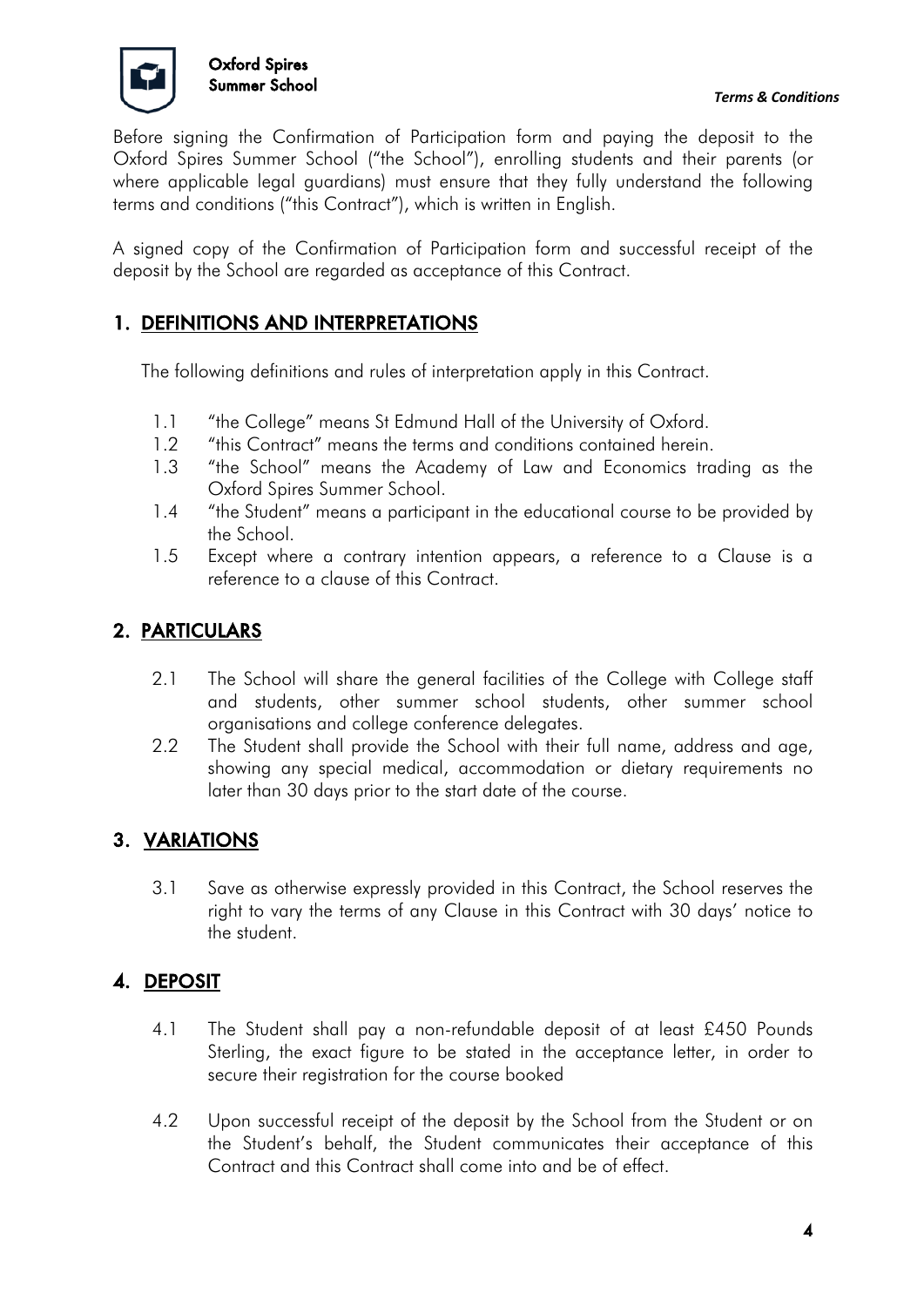Before signing the Confirmation of Participation form and paying the deposit to the Oxford Spires Summer School ("the School"), enrolling students and their parents (or where applicable legal guardians) must ensure that they fully understand the following terms and conditions ("this Contract"), which is written in English.

A signed copy of the Confirmation of Participation form and successful receipt of the deposit by the School are regarded as acceptance of this Contract.

## 1. DEFINITIONS AND INTERPRETATIONS

The following definitions and rules of interpretation apply in this Contract.

1.1 "the College" means St Edmund Hall of the University of Oxford.

1.2 "this Contract" means the terms and conditions contained herein.

1.3 "the School" means the Academy of Law and Economics trading as the Oxford Spires Summer School.

1.4 "the Student" means a participant in the educational course to be provided by the School.

1.5 Except where a contrary intention appears, a reference to a Clause is a reference to a clause of this Contract.

## 2. PARTICULARS

2.1 The School will share the general facilities of the College with College staff and students, other summer school students, other summer school organisations and college conference delegates.

2.2 The Student shall provide the School with their full name, address and age, showing any special medical, accommodation or dietary requirements no later than 30 days prior to the start date of the course.

## 3. VARIATIONS

3.1 Save as otherwise expressly provided in this Contract, the School reserves the right to vary the terms of any Clause in this Contract with 30 days' notice to the student.

## 4. DEPOSIT

4.1 The Student shall pay a non-refundable deposit of at least £450 Pounds Sterling, the exact figure to be stated in the acceptance letter, in order to secure their registration for the course booked

4.2 Upon successful receipt of the deposit by the School from the Student or on the Student's behalf, the Student communicates their acceptance of this Contract and this Contract shall come into and be of effect.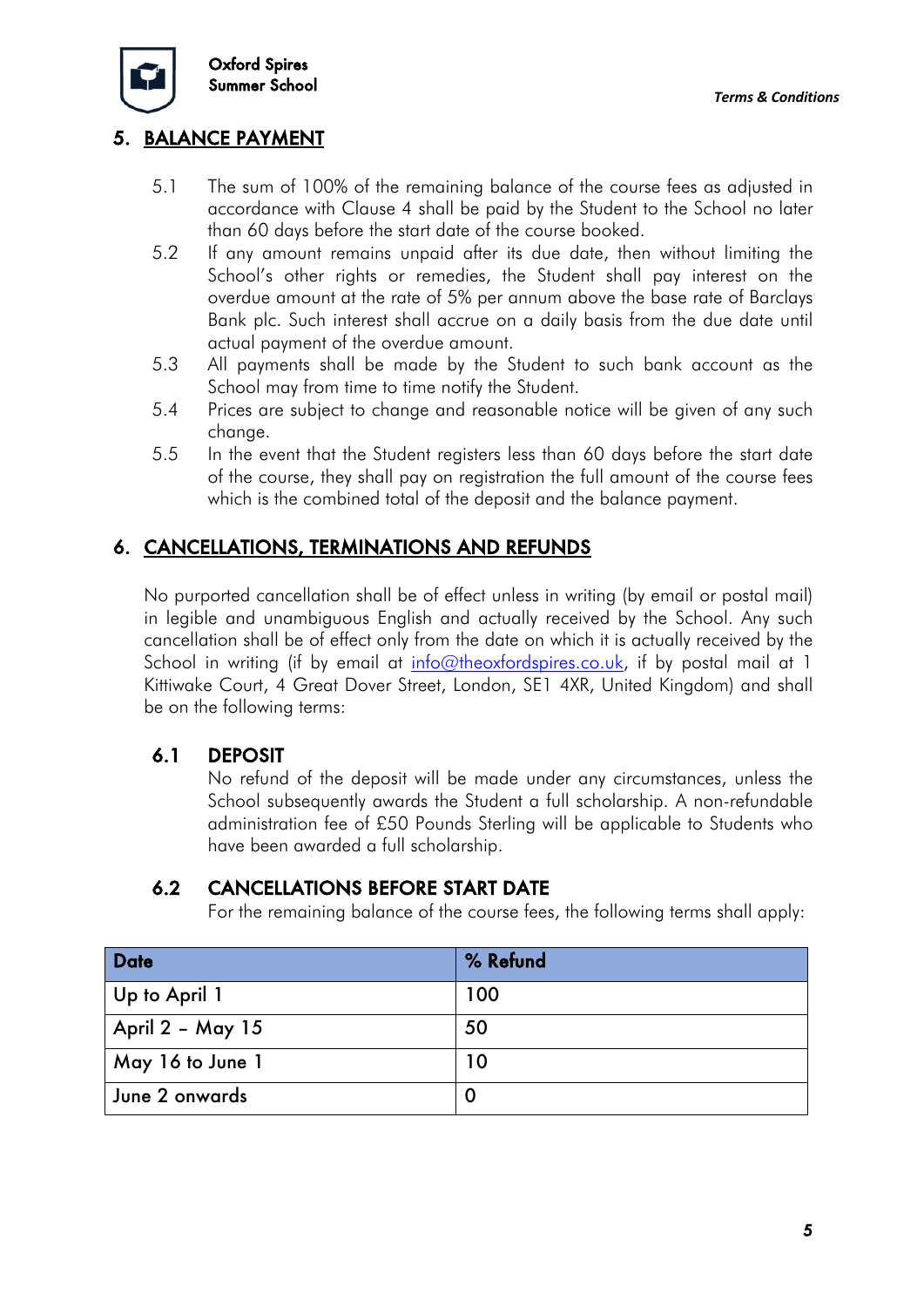## 5. BALANCE PAYMENT

5.1 The sum of 100% of the remaining balance of the course fees as adjusted in accordance with Clause 4 shall be paid by the Student to the School no later than 60 days before the start date of the course booked.

5.2 If any amount remains unpaid after its due date, then without limiting the School's other rights or remedies, the Student shall pay interest on the overdue amount at the rate of 5% per annum above the base rate of Barclays Bank plc. Such interest shall accrue on a daily basis from the due date until actual payment of the overdue amount.

5.3 All payments shall be made by the Student to such bank account as the School may from time to time notify the Student.

5.4 Prices are subject to change and reasonable notice will be given of any such change.

5.5 In the event that the Student registers less than 60 days before the start date of the course, they shall pay on registration the full amount of the course fees which is the combined total of the deposit and the balance payment.

## 6. CANCELLATIONS, TERMINATIONS AND REFUNDS

No purported cancellation shall be of effect unless in writing (by email or postal mail) in legible and unambiguous English and actually received by the School. Any such cancellation shall be of effect only from the date on which it is actually received by the School in writing (if by email at info@theoxfordspires.co.uk, if by postal mail at 1 Kittiwake Court, 4 Great Dover Street, London, SE1 4XR, United Kingdom) and shall be on the following terms:

### 6.1 DEPOSIT

No refund of the deposit will be made under any circumstances, unless the School subsequently awards the Student a full scholarship. A non-refundable administration fee of £50 Pounds Sterling will be applicable to Students who have been awarded a full scholarship.

### 6.2 CANCELLATIONS BEFORE START DATE

For the remaining balance of the course fees, the following terms shall apply:

| Date | % Refund |
|---|---|
| Up to April 1 | 100 |
| April 2 – May 15 | 50 |
| May 16 to June 1 | 10 |
| June 2 onwards | 0 |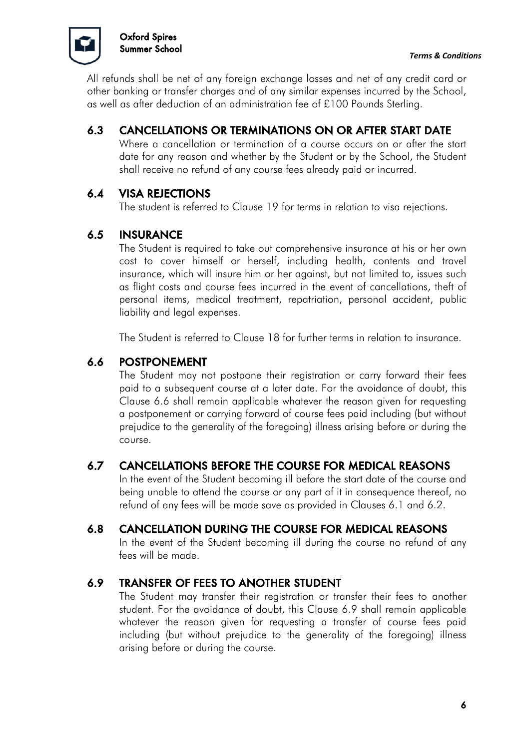All refunds shall be net of any foreign exchange losses and net of any credit card or other banking or transfer charges and of any similar expenses incurred by the School, as well as after deduction of an administration fee of £100 Pounds Sterling.

### 6.3 CANCELLATIONS OR TERMINATIONS ON OR AFTER START DATE

Where a cancellation or termination of a course occurs on or after the start date for any reason and whether by the Student or by the School, the Student shall receive no refund of any course fees already paid or incurred.

### 6.4 VISA REJECTIONS

The student is referred to Clause 19 for terms in relation to visa rejections.

### 6.5 INSURANCE

The Student is required to take out comprehensive insurance at his or her own cost to cover himself or herself, including health, contents and travel insurance, which will insure him or her against, but not limited to, issues such as flight costs and course fees incurred in the event of cancellations, theft of personal items, medical treatment, repatriation, personal accident, public liability and legal expenses.

The Student is referred to Clause 18 for further terms in relation to insurance.

### 6.6 POSTPONEMENT

The Student may not postpone their registration or carry forward their fees paid to a subsequent course at a later date. For the avoidance of doubt, this Clause 6.6 shall remain applicable whatever the reason given for requesting a postponement or carrying forward of course fees paid including (but without prejudice to the generality of the foregoing) illness arising before or during the course.

### 6.7 CANCELLATIONS BEFORE THE COURSE FOR MEDICAL REASONS

In the event of the Student becoming ill before the start date of the course and being unable to attend the course or any part of it in consequence thereof, no refund of any fees will be made save as provided in Clauses 6.1 and 6.2.

### 6.8 CANCELLATION DURING THE COURSE FOR MEDICAL REASONS

In the event of the Student becoming ill during the course no refund of any fees will be made.

### 6.9 TRANSFER OF FEES TO ANOTHER STUDENT

The Student may transfer their registration or transfer their fees to another student. For the avoidance of doubt, this Clause 6.9 shall remain applicable whatever the reason given for requesting a transfer of course fees paid including (but without prejudice to the generality of the foregoing) illness arising before or during the course.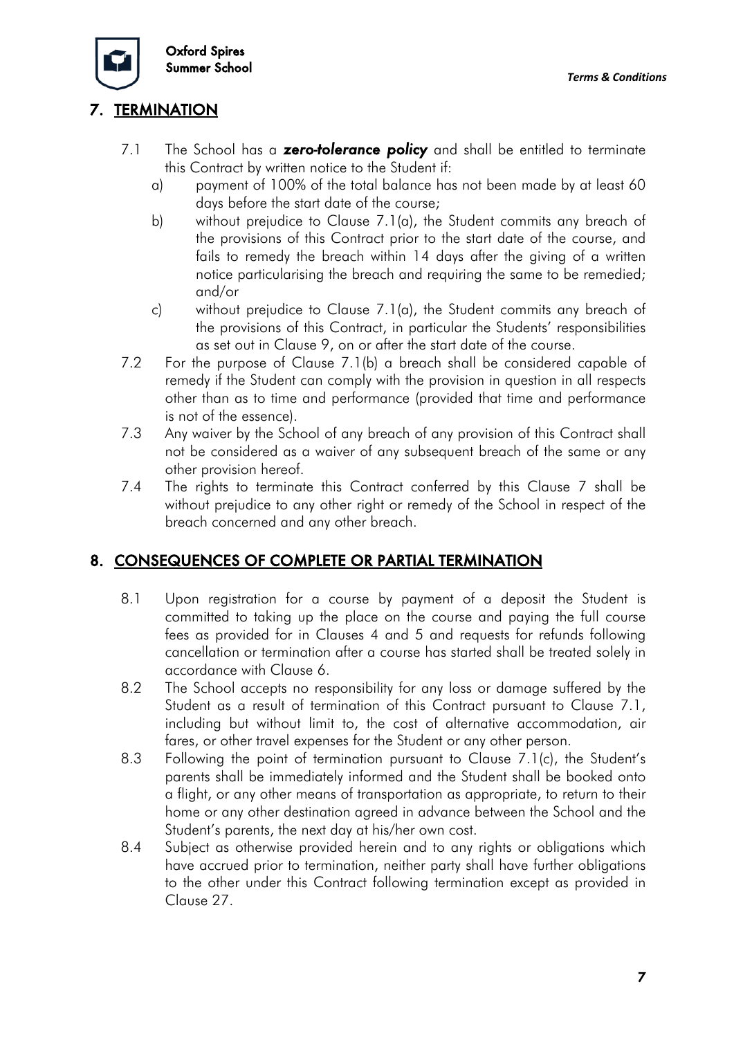## 7. TERMINATION

7.1 The School has a ***zero-tolerance policy*** and shall be entitled to terminate this Contract by written notice to the Student if:

a) payment of 100% of the total balance has not been made by at least 60 days before the start date of the course;

b) without prejudice to Clause 7.1(a), the Student commits any breach of the provisions of this Contract prior to the start date of the course, and fails to remedy the breach within 14 days after the giving of a written notice particularising the breach and requiring the same to be remedied; and/or

c) without prejudice to Clause 7.1(a), the Student commits any breach of the provisions of this Contract, in particular the Students' responsibilities as set out in Clause 9, on or after the start date of the course.

7.2 For the purpose of Clause 7.1(b) a breach shall be considered capable of remedy if the Student can comply with the provision in question in all respects other than as to time and performance (provided that time and performance is not of the essence).

7.3 Any waiver by the School of any breach of any provision of this Contract shall not be considered as a waiver of any subsequent breach of the same or any other provision hereof.

7.4 The rights to terminate this Contract conferred by this Clause 7 shall be without prejudice to any other right or remedy of the School in respect of the breach concerned and any other breach.

## 8. CONSEQUENCES OF COMPLETE OR PARTIAL TERMINATION

8.1 Upon registration for a course by payment of a deposit the Student is committed to taking up the place on the course and paying the full course fees as provided for in Clauses 4 and 5 and requests for refunds following cancellation or termination after a course has started shall be treated solely in accordance with Clause 6.

8.2 The School accepts no responsibility for any loss or damage suffered by the Student as a result of termination of this Contract pursuant to Clause 7.1, including but without limit to, the cost of alternative accommodation, air fares, or other travel expenses for the Student or any other person.

8.3 Following the point of termination pursuant to Clause 7.1(c), the Student's parents shall be immediately informed and the Student shall be booked onto a flight, or any other means of transportation as appropriate, to return to their home or any other destination agreed in advance between the School and the Student's parents, the next day at his/her own cost.

8.4 Subject as otherwise provided herein and to any rights or obligations which have accrued prior to termination, neither party shall have further obligations to the other under this Contract following termination except as provided in Clause 27.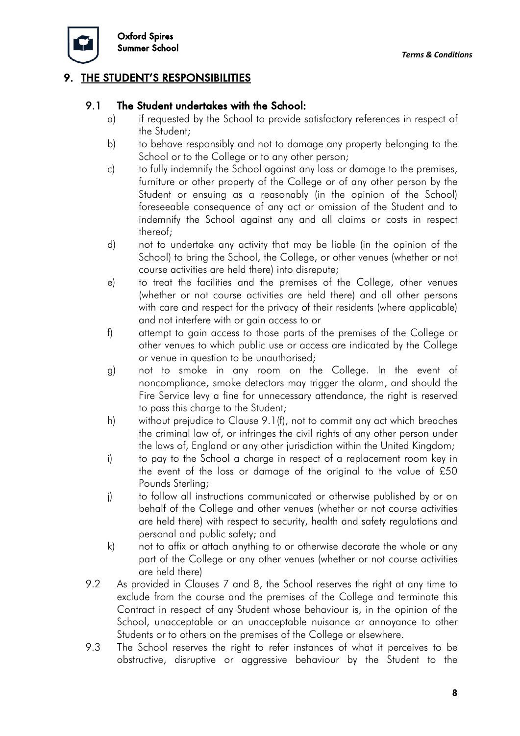## 9. THE STUDENT'S RESPONSIBILITIES

### 9.1 The Student undertakes with the School:

a) if requested by the School to provide satisfactory references in respect of the Student;

b) to behave responsibly and not to damage any property belonging to the School or to the College or to any other person;

c) to fully indemnify the School against any loss or damage to the premises, furniture or other property of the College or of any other person by the Student or ensuing as a reasonably (in the opinion of the School) foreseeable consequence of any act or omission of the Student and to indemnify the School against any and all claims or costs in respect thereof;

d) not to undertake any activity that may be liable (in the opinion of the School) to bring the School, the College, or other venues (whether or not course activities are held there) into disrepute;

e) to treat the facilities and the premises of the College, other venues (whether or not course activities are held there) and all other persons with care and respect for the privacy of their residents (where applicable) and not interfere with or gain access to or

f) attempt to gain access to those parts of the premises of the College or other venues to which public use or access are indicated by the College or venue in question to be unauthorised;

g) not to smoke in any room on the College. In the event of noncompliance, smoke detectors may trigger the alarm, and should the Fire Service levy a fine for unnecessary attendance, the right is reserved to pass this charge to the Student;

h) without prejudice to Clause 9.1(f), not to commit any act which breaches the criminal law of, or infringes the civil rights of any other person under the laws of, England or any other jurisdiction within the United Kingdom;

i) to pay to the School a charge in respect of a replacement room key in the event of the loss or damage of the original to the value of £50 Pounds Sterling;

j) to follow all instructions communicated or otherwise published by or on behalf of the College and other venues (whether or not course activities are held there) with respect to security, health and safety regulations and personal and public safety; and

k) not to affix or attach anything to or otherwise decorate the whole or any part of the College or any other venues (whether or not course activities are held there)

9.2 As provided in Clauses 7 and 8, the School reserves the right at any time to exclude from the course and the premises of the College and terminate this Contract in respect of any Student whose behaviour is, in the opinion of the School, unacceptable or an unacceptable nuisance or annoyance to other Students or to others on the premises of the College or elsewhere.

9.3 The School reserves the right to refer instances of what it perceives to be obstructive, disruptive or aggressive behaviour by the Student to the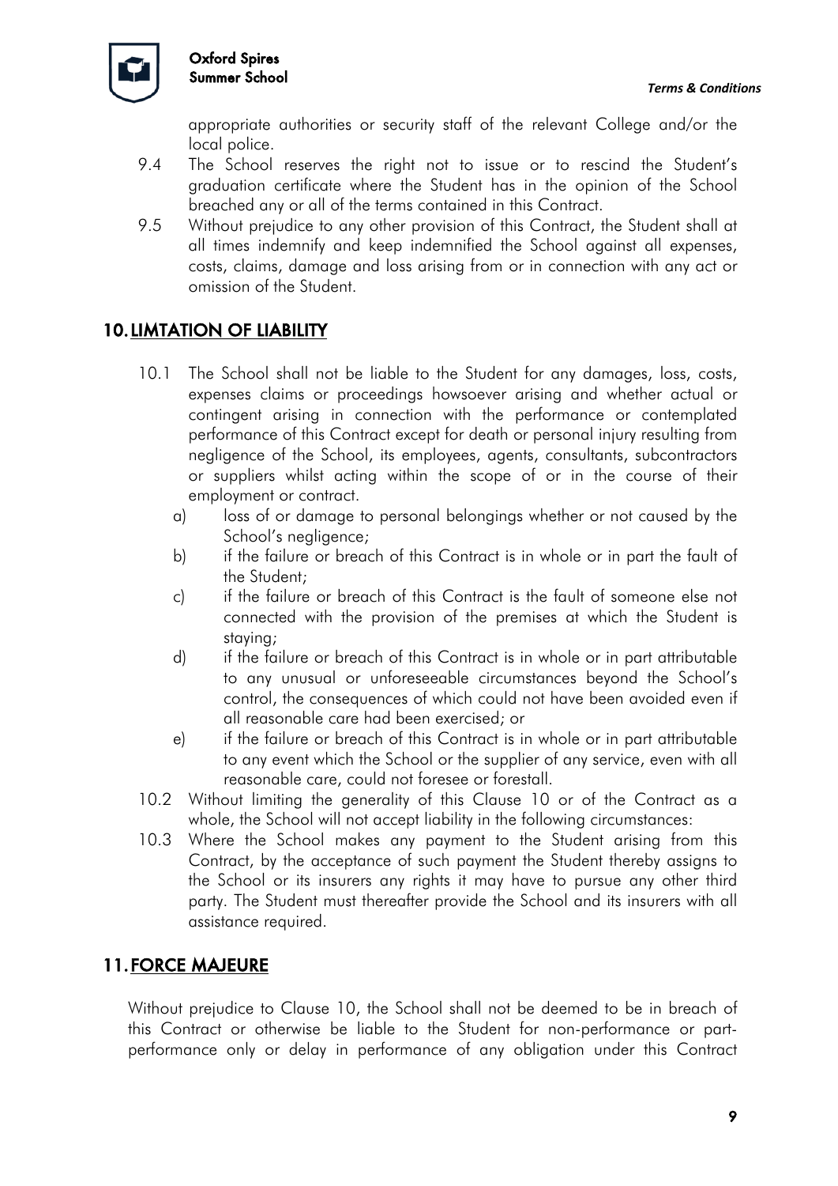appropriate authorities or security staff of the relevant College and/or the local police.

9.4 The School reserves the right not to issue or to rescind the Student's graduation certificate where the Student has in the opinion of the School breached any or all of the terms contained in this Contract.

9.5 Without prejudice to any other provision of this Contract, the Student shall at all times indemnify and keep indemnified the School against all expenses, costs, claims, damage and loss arising from or in connection with any act or omission of the Student.

## 10. LIMTATION OF LIABILITY

10.1 The School shall not be liable to the Student for any damages, loss, costs, expenses claims or proceedings howsoever arising and whether actual or contingent arising in connection with the performance or contemplated performance of this Contract except for death or personal injury resulting from negligence of the School, its employees, agents, consultants, subcontractors or suppliers whilst acting within the scope of or in the course of their employment or contract.

a) loss of or damage to personal belongings whether or not caused by the School's negligence;

b) if the failure or breach of this Contract is in whole or in part the fault of the Student;

c) if the failure or breach of this Contract is the fault of someone else not connected with the provision of the premises at which the Student is staying;

d) if the failure or breach of this Contract is in whole or in part attributable to any unusual or unforeseeable circumstances beyond the School's control, the consequences of which could not have been avoided even if all reasonable care had been exercised; or

e) if the failure or breach of this Contract is in whole or in part attributable to any event which the School or the supplier of any service, even with all reasonable care, could not foresee or forestall.

10.2 Without limiting the generality of this Clause 10 or of the Contract as a whole, the School will not accept liability in the following circumstances:

10.3 Where the School makes any payment to the Student arising from this Contract, by the acceptance of such payment the Student thereby assigns to the School or its insurers any rights it may have to pursue any other third party. The Student must thereafter provide the School and its insurers with all assistance required.

## 11. FORCE MAJEURE

Without prejudice to Clause 10, the School shall not be deemed to be in breach of this Contract or otherwise be liable to the Student for non-performance or part-performance only or delay in performance of any obligation under this Contract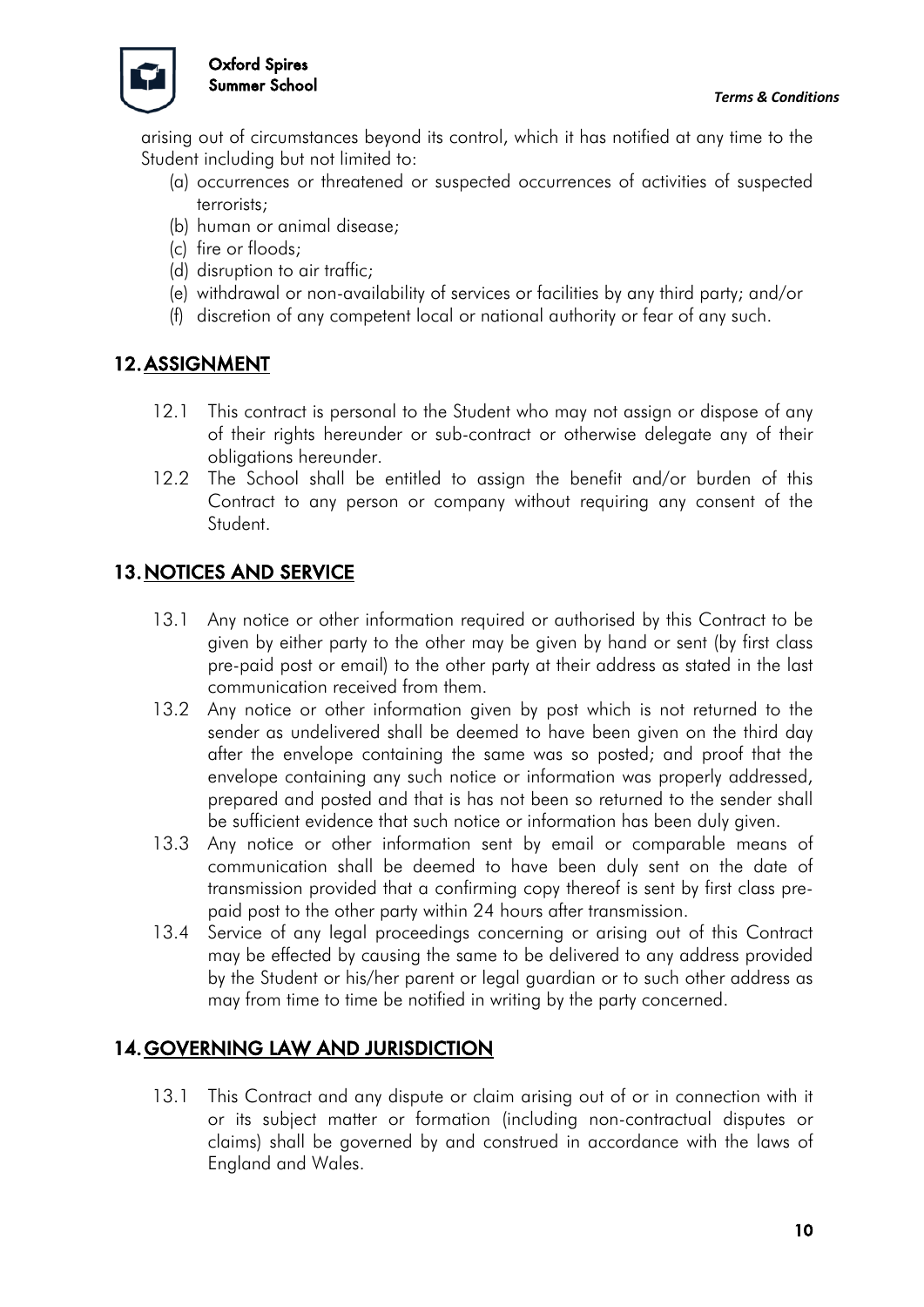arising out of circumstances beyond its control, which it has notified at any time to the Student including but not limited to:

(a) occurrences or threatened or suspected occurrences of activities of suspected terrorists;
(b) human or animal disease;
(c) fire or floods;
(d) disruption to air traffic;
(e) withdrawal or non-availability of services or facilities by any third party; and/or
(f) discretion of any competent local or national authority or fear of any such.

## 12. ASSIGNMENT

12.1 This contract is personal to the Student who may not assign or dispose of any of their rights hereunder or sub-contract or otherwise delegate any of their obligations hereunder.

12.2 The School shall be entitled to assign the benefit and/or burden of this Contract to any person or company without requiring any consent of the Student.

## 13. NOTICES AND SERVICE

13.1 Any notice or other information required or authorised by this Contract to be given by either party to the other may be given by hand or sent (by first class pre-paid post or email) to the other party at their address as stated in the last communication received from them.

13.2 Any notice or other information given by post which is not returned to the sender as undelivered shall be deemed to have been given on the third day after the envelope containing the same was so posted; and proof that the envelope containing any such notice or information was properly addressed, prepared and posted and that is has not been so returned to the sender shall be sufficient evidence that such notice or information has been duly given.

13.3 Any notice or other information sent by email or comparable means of communication shall be deemed to have been duly sent on the date of transmission provided that a confirming copy thereof is sent by first class pre-paid post to the other party within 24 hours after transmission.

13.4 Service of any legal proceedings concerning or arising out of this Contract may be effected by causing the same to be delivered to any address provided by the Student or his/her parent or legal guardian or to such other address as may from time to time be notified in writing by the party concerned.

## 14. GOVERNING LAW AND JURISDICTION

13.1 This Contract and any dispute or claim arising out of or in connection with it or its subject matter or formation (including non-contractual disputes or claims) shall be governed by and construed in accordance with the laws of England and Wales.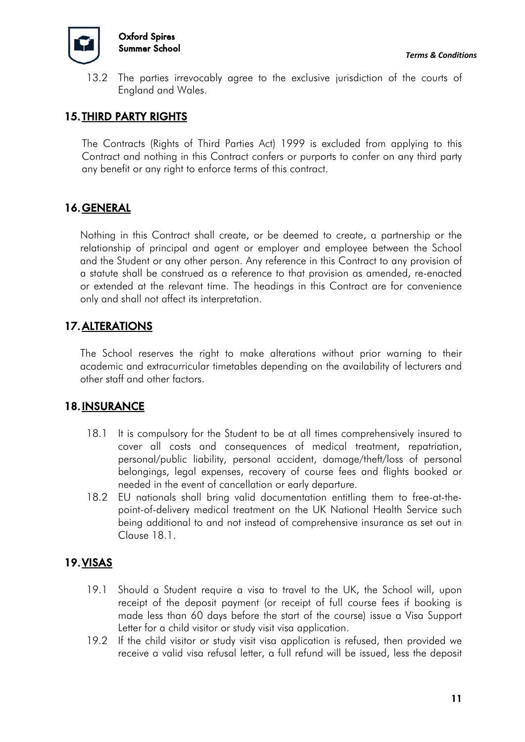13.2 The parties irrevocably agree to the exclusive jurisdiction of the courts of England and Wales.

## 15. THIRD PARTY RIGHTS

The Contracts (Rights of Third Parties Act) 1999 is excluded from applying to this Contract and nothing in this Contract confers or purports to confer on any third party any benefit or any right to enforce terms of this contract.

## 16. GENERAL

Nothing in this Contract shall create, or be deemed to create, a partnership or the relationship of principal and agent or employer and employee between the School and the Student or any other person. Any reference in this Contract to any provision of a statute shall be construed as a reference to that provision as amended, re-enacted or extended at the relevant time. The headings in this Contract are for convenience only and shall not affect its interpretation.

## 17. ALTERATIONS

The School reserves the right to make alterations without prior warning to their academic and extracurricular timetables depending on the availability of lecturers and other staff and other factors.

## 18. INSURANCE

18.1 It is compulsory for the Student to be at all times comprehensively insured to cover all costs and consequences of medical treatment, repatriation, personal/public liability, personal accident, damage/theft/loss of personal belongings, legal expenses, recovery of course fees and flights booked or needed in the event of cancellation or early departure.

18.2 EU nationals shall bring valid documentation entitling them to free-at-the-point-of-delivery medical treatment on the UK National Health Service such being additional to and not instead of comprehensive insurance as set out in Clause 18.1.

## 19. VISAS

19.1 Should a Student require a visa to travel to the UK, the School will, upon receipt of the deposit payment (or receipt of full course fees if booking is made less than 60 days before the start of the course) issue a Visa Support Letter for a child visitor or study visit visa application.

19.2 If the child visitor or study visit visa application is refused, then provided we receive a valid visa refusal letter, a full refund will be issued, less the deposit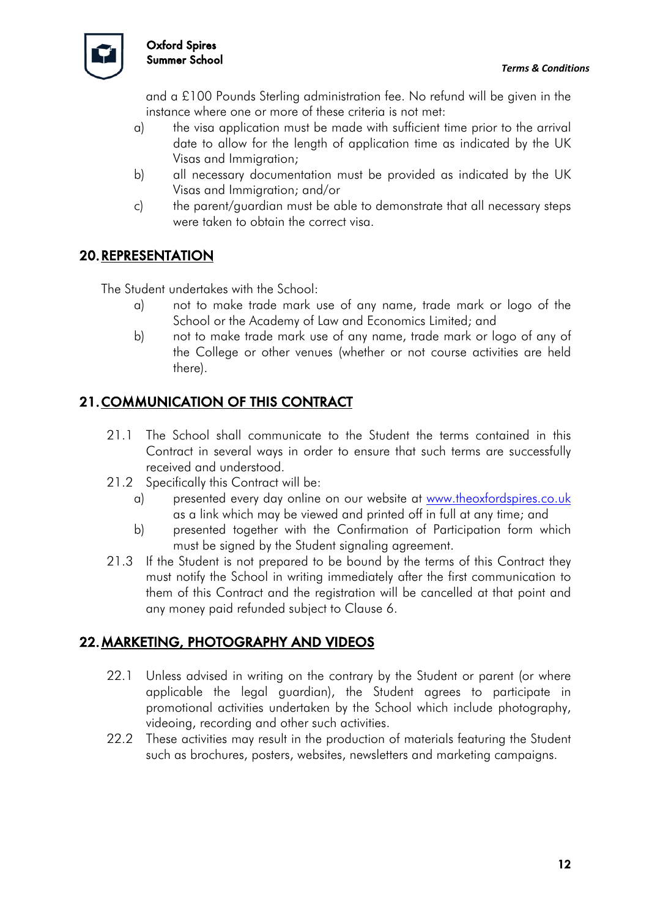and a £100 Pounds Sterling administration fee. No refund will be given in the instance where one or more of these criteria is not met:

a) the visa application must be made with sufficient time prior to the arrival date to allow for the length of application time as indicated by the UK Visas and Immigration;

b) all necessary documentation must be provided as indicated by the UK Visas and Immigration; and/or

c) the parent/guardian must be able to demonstrate that all necessary steps were taken to obtain the correct visa.

## 20. REPRESENTATION

The Student undertakes with the School:

a) not to make trade mark use of any name, trade mark or logo of the School or the Academy of Law and Economics Limited; and

b) not to make trade mark use of any name, trade mark or logo of any of the College or other venues (whether or not course activities are held there).

## 21. COMMUNICATION OF THIS CONTRACT

21.1 The School shall communicate to the Student the terms contained in this Contract in several ways in order to ensure that such terms are successfully received and understood.

21.2 Specifically this Contract will be:

a) presented every day online on our website at [www.theoxfordspires.co.uk](http://www.theoxfordspires.co.uk) as a link which may be viewed and printed off in full at any time; and

b) presented together with the Confirmation of Participation form which must be signed by the Student signaling agreement.

21.3 If the Student is not prepared to be bound by the terms of this Contract they must notify the School in writing immediately after the first communication to them of this Contract and the registration will be cancelled at that point and any money paid refunded subject to Clause 6.

## 22. MARKETING, PHOTOGRAPHY AND VIDEOS

22.1 Unless advised in writing on the contrary by the Student or parent (or where applicable the legal guardian), the Student agrees to participate in promotional activities undertaken by the School which include photography, videoing, recording and other such activities.

22.2 These activities may result in the production of materials featuring the Student such as brochures, posters, websites, newsletters and marketing campaigns.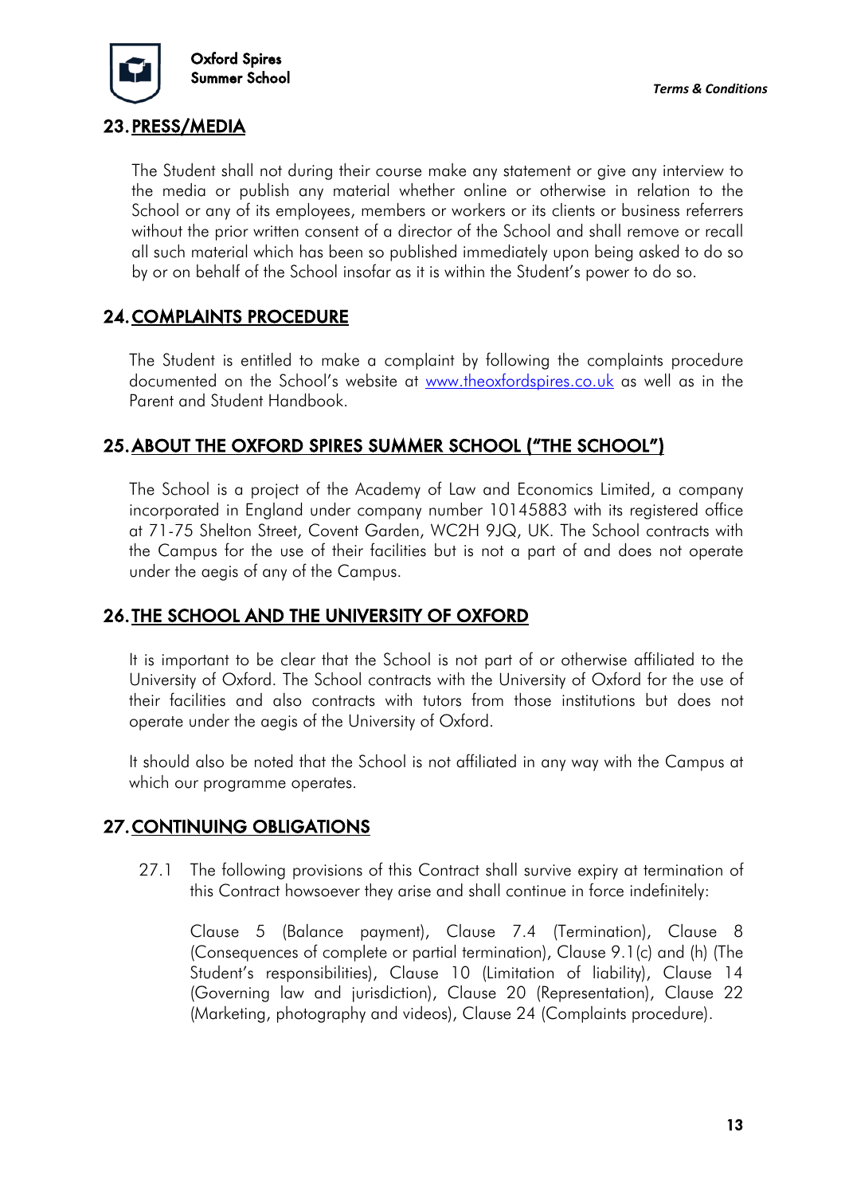## 23. PRESS/MEDIA

The Student shall not during their course make any statement or give any interview to the media or publish any material whether online or otherwise in relation to the School or any of its employees, members or workers or its clients or business referrers without the prior written consent of a director of the School and shall remove or recall all such material which has been so published immediately upon being asked to do so by or on behalf of the School insofar as it is within the Student's power to do so.

## 24. COMPLAINTS PROCEDURE

The Student is entitled to make a complaint by following the complaints procedure documented on the School's website at [www.theoxfordspires.co.uk](www.theoxfordspires.co.uk) as well as in the Parent and Student Handbook.

## 25. ABOUT THE OXFORD SPIRES SUMMER SCHOOL ("THE SCHOOL")

The School is a project of the Academy of Law and Economics Limited, a company incorporated in England under company number 10145883 with its registered office at 71-75 Shelton Street, Covent Garden, WC2H 9JQ, UK. The School contracts with the Campus for the use of their facilities but is not a part of and does not operate under the aegis of any of the Campus.

## 26. THE SCHOOL AND THE UNIVERSITY OF OXFORD

It is important to be clear that the School is not part of or otherwise affiliated to the University of Oxford. The School contracts with the University of Oxford for the use of their facilities and also contracts with tutors from those institutions but does not operate under the aegis of the University of Oxford.

It should also be noted that the School is not affiliated in any way with the Campus at which our programme operates.

## 27. CONTINUING OBLIGATIONS

27.1 The following provisions of this Contract shall survive expiry at termination of this Contract howsoever they arise and shall continue in force indefinitely:

Clause 5 (Balance payment), Clause 7.4 (Termination), Clause 8 (Consequences of complete or partial termination), Clause 9.1(c) and (h) (The Student's responsibilities), Clause 10 (Limitation of liability), Clause 14 (Governing law and jurisdiction), Clause 20 (Representation), Clause 22 (Marketing, photography and videos), Clause 24 (Complaints procedure).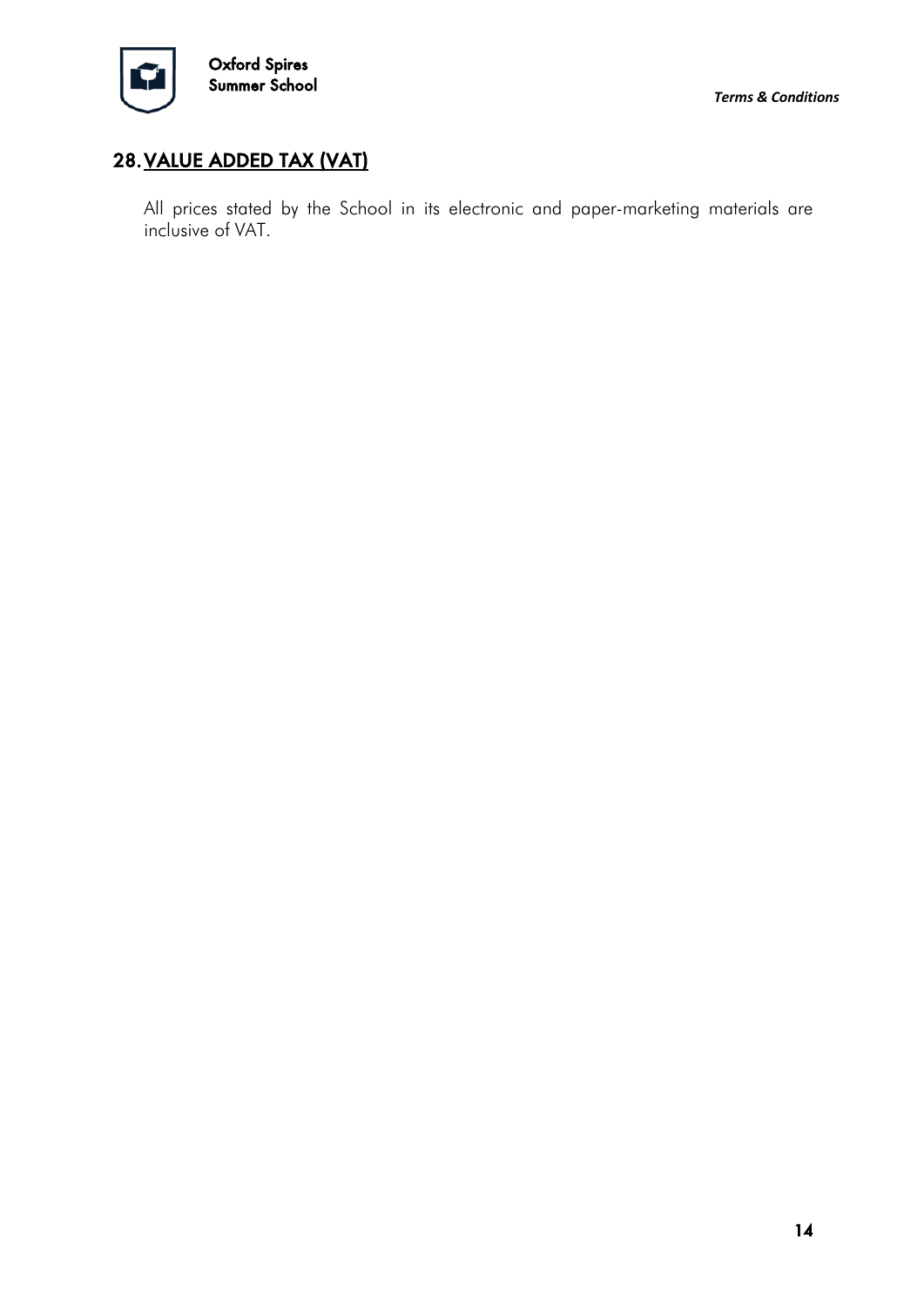## 28. VALUE ADDED TAX (VAT)

All prices stated by the School in its electronic and paper-marketing materials are inclusive of VAT.